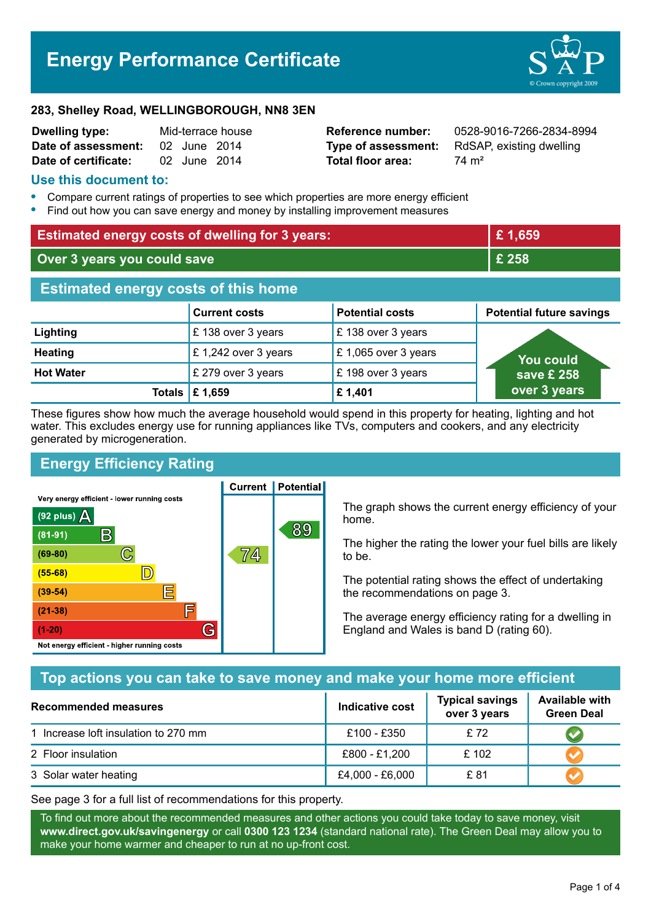# Energy Performance Certificate

**283, Shelley Road, WELLINGBOROUGH, NN8 3EN**

| | | | |
|---|---|---|---|
| **Dwelling type:** | Mid-terrace house | **Reference number:** | 0528-9016-7266-2834-8994 |
| **Date of assessment:** | 02 June 2014 | **Type of assessment:** | RdSAP, existing dwelling |
| **Date of certificate:** | 02 June 2014 | **Total floor area:** | 74 m² |

## Use this document to:

- Compare current ratings of properties to see which properties are more energy efficient
- Find out how you can save energy and money by installing improvement measures

| | |
|---|---|
| **Estimated energy costs of dwelling for 3 years:** | **£ 1,659** |
| **Over 3 years you could save** | **£ 258** |

## Estimated energy costs of this home

| | Current costs | Potential costs | Potential future savings |
|---|---|---|---|
| **Lighting** | £ 138 over 3 years | £ 138 over 3 years | You could save £ 258 over 3 years |
| **Heating** | £ 1,242 over 3 years | £ 1,065 over 3 years | |
| **Hot Water** | £ 279 over 3 years | £ 198 over 3 years | |
| **Totals** | **£ 1,659** | **£ 1,401** | |

These figures show how much the average household would spend in this property for heating, lighting and hot water. This excludes energy use for running appliances like TVs, computers and cookers, and any electricity generated by microgeneration.

## Energy Efficiency Rating

| Rating band | Current | Potential |
|---|---|---|
| Very energy efficient - lower running costs | | |
| (92 plus) A | | |
| (81-91) B | | 89 |
| (69-80) C | 74 | |
| (55-68) D | | |
| (39-54) E | | |
| (21-38) F | | |
| (1-20) G | | |
| Not energy efficient - higher running costs | | |

The graph shows the current energy efficiency of your home.

The higher the rating the lower your fuel bills are likely to be.

The potential rating shows the effect of undertaking the recommendations on page 3.

The average energy efficiency rating for a dwelling in England and Wales is band D (rating 60).

## Top actions you can take to save money and make your home more efficient

| Recommended measures | Indicative cost | Typical savings over 3 years | Available with Green Deal |
|---|---|---|---|
| 1 Increase loft insulation to 270 mm | £100 - £350 | £ 72 | ✔ |
| 2 Floor insulation | £800 - £1,200 | £ 102 | ✔ |
| 3 Solar water heating | £4,000 - £6,000 | £ 81 | ✔ |

See page 3 for a full list of recommendations for this property.

To find out more about the recommended measures and other actions you could take today to save money, visit **www.direct.gov.uk/savingenergy** or call **0300 123 1234** (standard national rate). The Green Deal may allow you to make your home warmer and cheaper to run at no up-front cost.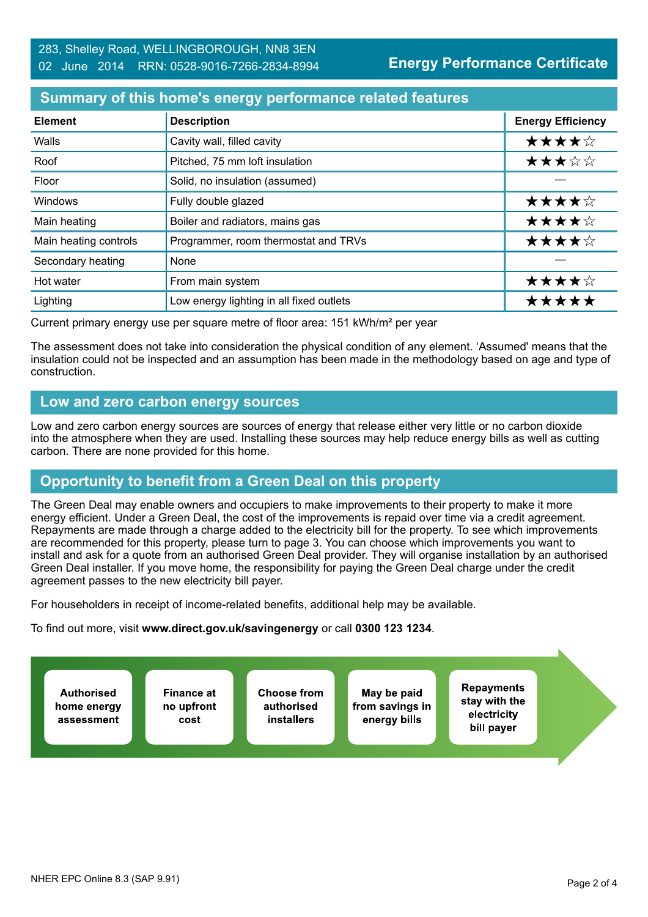283, Shelley Road, WELLINGBOROUGH, NN8 3EN
02 June 2014 RRN: 0528-9016-7266-2834-8994

**Energy Performance Certificate**

## Summary of this home's energy performance related features

| Element | Description | Energy Efficiency |
|---|---|---|
| Walls | Cavity wall, filled cavity | ★★★★☆ |
| Roof | Pitched, 75 mm loft insulation | ★★★☆☆ |
| Floor | Solid, no insulation (assumed) | — |
| Windows | Fully double glazed | ★★★★☆ |
| Main heating | Boiler and radiators, mains gas | ★★★★☆ |
| Main heating controls | Programmer, room thermostat and TRVs | ★★★★☆ |
| Secondary heating | None | — |
| Hot water | From main system | ★★★★☆ |
| Lighting | Low energy lighting in all fixed outlets | ★★★★★ |

Current primary energy use per square metre of floor area: 151 kWh/m² per year

The assessment does not take into consideration the physical condition of any element. 'Assumed' means that the insulation could not be inspected and an assumption has been made in the methodology based on age and type of construction.

## Low and zero carbon energy sources

Low and zero carbon energy sources are sources of energy that release either very little or no carbon dioxide into the atmosphere when they are used. Installing these sources may help reduce energy bills as well as cutting carbon. There are none provided for this home.

## Opportunity to benefit from a Green Deal on this property

The Green Deal may enable owners and occupiers to make improvements to their property to make it more energy efficient. Under a Green Deal, the cost of the improvements is repaid over time via a credit agreement. Repayments are made through a charge added to the electricity bill for the property. To see which improvements are recommended for this property, please turn to page 3. You can choose which improvements you want to install and ask for a quote from an authorised Green Deal provider. They will organise installation by an authorised Green Deal installer. If you move home, the responsibility for paying the Green Deal charge under the credit agreement passes to the new electricity bill payer.

For householders in receipt of income-related benefits, additional help may be available.

To find out more, visit **www.direct.gov.uk/savingenergy** or call **0300 123 1234**.

**Authorised home energy assessment** → **Finance at no upfront cost** → **Choose from authorised installers** → **May be paid from savings in energy bills** → **Repayments stay with the electricity bill payer**

NHER EPC Online 8.3 (SAP 9.91)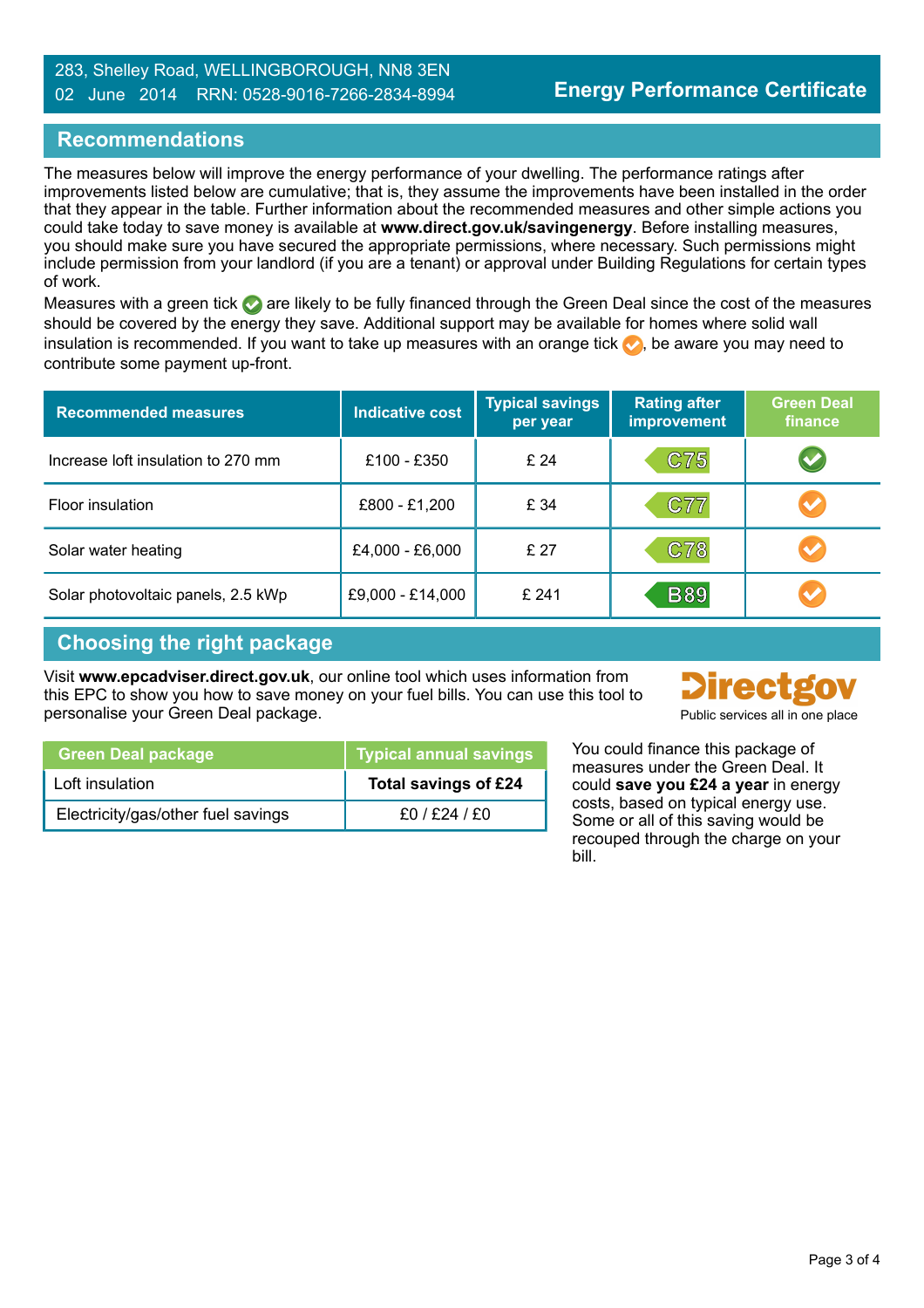283, Shelley Road, WELLINGBOROUGH, NN8 3EN
02 June 2014 RRN: 0528-9016-7266-2834-8994

**Energy Performance Certificate**

## Recommendations

The measures below will improve the energy performance of your dwelling. The performance ratings after improvements listed below are cumulative; that is, they assume the improvements have been installed in the order that they appear in the table. Further information about the recommended measures and other simple actions you could take today to save money is available at **www.direct.gov.uk/savingenergy**. Before installing measures, you should make sure you have secured the appropriate permissions, where necessary. Such permissions might include permission from your landlord (if you are a tenant) or approval under Building Regulations for certain types of work.

Measures with a green tick ✔ are likely to be fully financed through the Green Deal since the cost of the measures should be covered by the energy they save. Additional support may be available for homes where solid wall insulation is recommended. If you want to take up measures with an orange tick ✔, be aware you may need to contribute some payment up-front.

| Recommended measures | Indicative cost | Typical savings per year | Rating after improvement | Green Deal finance |
|---|---|---|---|---|
| Increase loft insulation to 270 mm | £100 - £350 | £ 24 | C75 | ✔ (green) |
| Floor insulation | £800 - £1,200 | £ 34 | C77 | ✔ (orange) |
| Solar water heating | £4,000 - £6,000 | £ 27 | C78 | ✔ (orange) |
| Solar photovoltaic panels, 2.5 kWp | £9,000 - £14,000 | £ 241 | B89 | ✔ (orange) |

## Choosing the right package

Visit **www.epcadviser.direct.gov.uk**, our online tool which uses information from this EPC to show you how to save money on your fuel bills. You can use this tool to personalise your Green Deal package.

Directgov
Public services all in one place

| Green Deal package | Typical annual savings |
|---|---|
| Loft insulation | **Total savings of £24** |
| Electricity/gas/other fuel savings | £0 / £24 / £0 |

You could finance this package of measures under the Green Deal. It could **save you £24 a year** in energy costs, based on typical energy use. Some or all of this saving would be recouped through the charge on your bill.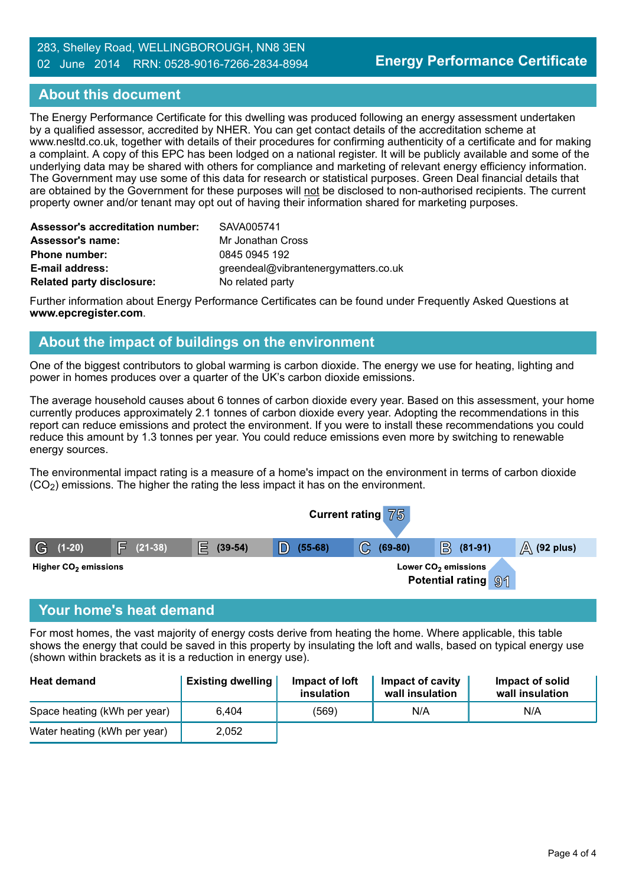283, Shelley Road, WELLINGBOROUGH, NN8 3EN
02 June 2014 RRN: 0528-9016-7266-2834-8994

**Energy Performance Certificate**

## About this document

The Energy Performance Certificate for this dwelling was produced following an energy assessment undertaken by a qualified assessor, accredited by NHER. You can get contact details of the accreditation scheme at www.nesltd.co.uk, together with details of their procedures for confirming authenticity of a certificate and for making a complaint. A copy of this EPC has been lodged on a national register. It will be publicly available and some of the underlying data may be shared with others for compliance and marketing of relevant energy efficiency information. The Government may use some of this data for research or statistical purposes. Green Deal financial details that are obtained by the Government for these purposes will not be disclosed to non-authorised recipients. The current property owner and/or tenant may opt out of having their information shared for marketing purposes.

| | |
|---|---|
| **Assessor's accreditation number:** | SAVA005741 |
| **Assessor's name:** | Mr Jonathan Cross |
| **Phone number:** | 0845 0945 192 |
| **E-mail address:** | greendeal@vibrantenergymatters.co.uk |
| **Related party disclosure:** | No related party |

Further information about Energy Performance Certificates can be found under Frequently Asked Questions at **www.epcregister.com**.

## About the impact of buildings on the environment

One of the biggest contributors to global warming is carbon dioxide. The energy we use for heating, lighting and power in homes produces over a quarter of the UK's carbon dioxide emissions.

The average household causes about 6 tonnes of carbon dioxide every year. Based on this assessment, your home currently produces approximately 2.1 tonnes of carbon dioxide every year. Adopting the recommendations in this report can reduce emissions and protect the environment. If you were to install these recommendations you could reduce this amount by 1.3 tonnes per year. You could reduce emissions even more by switching to renewable energy sources.

The environmental impact rating is a measure of a home's impact on the environment in terms of carbon dioxide ($CO_2$) emissions. The higher the rating the less impact it has on the environment.

Current rating 75

G (1-20) F (21-38) E (39-54) D (55-68) C (69-80) B (81-91) A (92 plus)

Higher $CO_2$ emissions

Lower $CO_2$ emissions

Potential rating 91

## Your home's heat demand

For most homes, the vast majority of energy costs derive from heating the home. Where applicable, this table shows the energy that could be saved in this property by insulating the loft and walls, based on typical energy use (shown within brackets as it is a reduction in energy use).

| Heat demand | Existing dwelling | Impact of loft insulation | Impact of cavity wall insulation | Impact of solid wall insulation |
|---|---|---|---|---|
| Space heating (kWh per year) | 6,404 | (569) | N/A | N/A |
| Water heating (kWh per year) | 2,052 | | | |